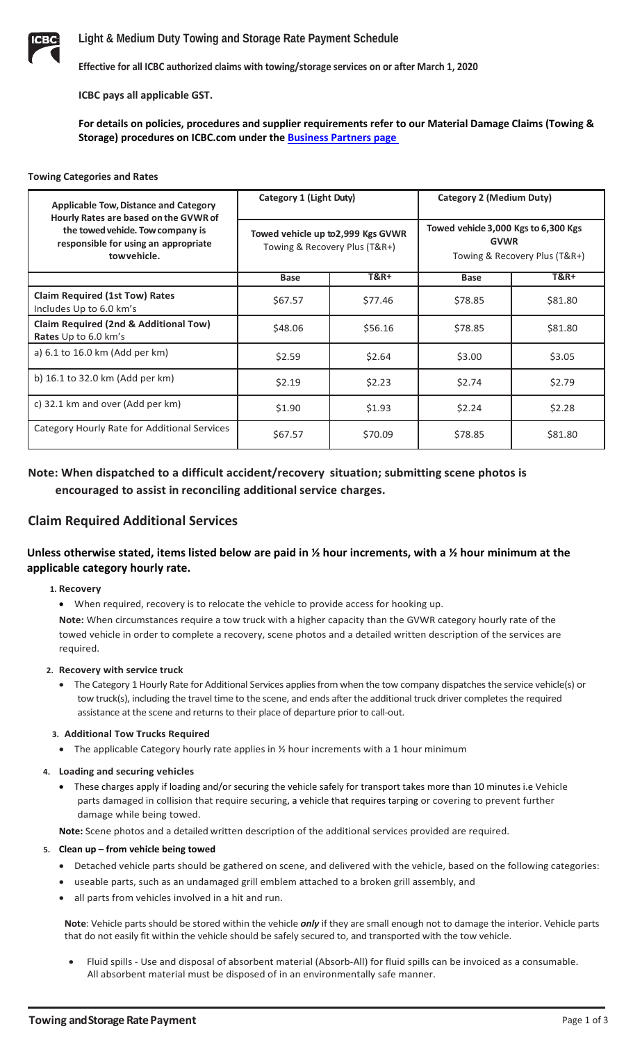# Light & Medium Duty Towing and Storage Rate Payment Schedule

**Effective for all ICBC authorized claims with towing/storage services on or after March 1, 2020**

**ICBC pays all applicable GST.**

**For details on policies, procedures and supplier requirements refer to our Material Damage Claims (Towing & Storage) procedures on ICBC.com under the [Business Partners page](#)**

**Towing Categories and Rates**

| **Applicable Tow, Distance and Category Hourly Rates are based on the GVWR of the towed vehicle. Tow company is responsible for using an appropriate tow vehicle.** | **Category 1 (Light Duty)**<br>**Towed vehicle up to 2,999 Kgs GVWR**<br>Towing & Recovery Plus (T&R+) | | **Category 2 (Medium Duty)**<br>**Towed vehicle 3,000 Kgs to 6,300 Kgs GVWR**<br>Towing & Recovery Plus (T&R+) | |
|---|---|---|---|---|
| | **Base** | **T&R+** | **Base** | **T&R+** |
| **Claim Required (1st Tow) Rates** Includes Up to 6.0 km's | $67.57 | $77.46 | $78.85 | $81.80 |
| **Claim Required (2nd & Additional Tow) Rates** Up to 6.0 km's | $48.06 | $56.16 | $78.85 | $81.80 |
| a) 6.1 to 16.0 km (Add per km) | $2.59 | $2.64 | $3.00 | $3.05 |
| b) 16.1 to 32.0 km (Add per km) | $2.19 | $2.23 | $2.74 | $2.79 |
| c) 32.1 km and over (Add per km) | $1.90 | $1.93 | $2.24 | $2.28 |
| Category Hourly Rate for Additional Services | $67.57 | $70.09 | $78.85 | $81.80 |

**Note: When dispatched to a difficult accident/recovery situation; submitting scene photos is encouraged to assist in reconciling additional service charges.**

## Claim Required Additional Services

**Unless otherwise stated, items listed below are paid in ½ hour increments, with a ½ hour minimum at the applicable category hourly rate.**

1. **Recovery**
   - When required, recovery is to relocate the vehicle to provide access for hooking up.

   **Note:** When circumstances require a tow truck with a higher capacity than the GVWR category hourly rate of the towed vehicle in order to complete a recovery, scene photos and a detailed written description of the services are required.

2. **Recovery with service truck**
   - The Category 1 Hourly Rate for Additional Services applies from when the tow company dispatches the service vehicle(s) or tow truck(s), including the travel time to the scene, and ends after the additional truck driver completes the required assistance at the scene and returns to their place of departure prior to call-out.

3. **Additional Tow Trucks Required**
   - The applicable Category hourly rate applies in ½ hour increments with a 1 hour minimum

4. **Loading and securing vehicles**
   - These charges apply if loading and/or securing the vehicle safely for transport takes more than 10 minutes i.e Vehicle parts damaged in collision that require securing, a vehicle that requires tarping or covering to prevent further damage while being towed.

   **Note:** Scene photos and a detailed written description of the additional services provided are required.

5. **Clean up – from vehicle being towed**
   - Detached vehicle parts should be gathered on scene, and delivered with the vehicle, based on the following categories:
   - useable parts, such as an undamaged grill emblem attached to a broken grill assembly, and
   - all parts from vehicles involved in a hit and run.

   **Note**: Vehicle parts should be stored within the vehicle ***only*** if they are small enough not to damage the interior. Vehicle parts that do not easily fit within the vehicle should be safely secured to, and transported with the tow vehicle.

   - Fluid spills - Use and disposal of absorbent material (Absorb-All) for fluid spills can be invoiced as a consumable. All absorbent material must be disposed of in an environmentally safe manner.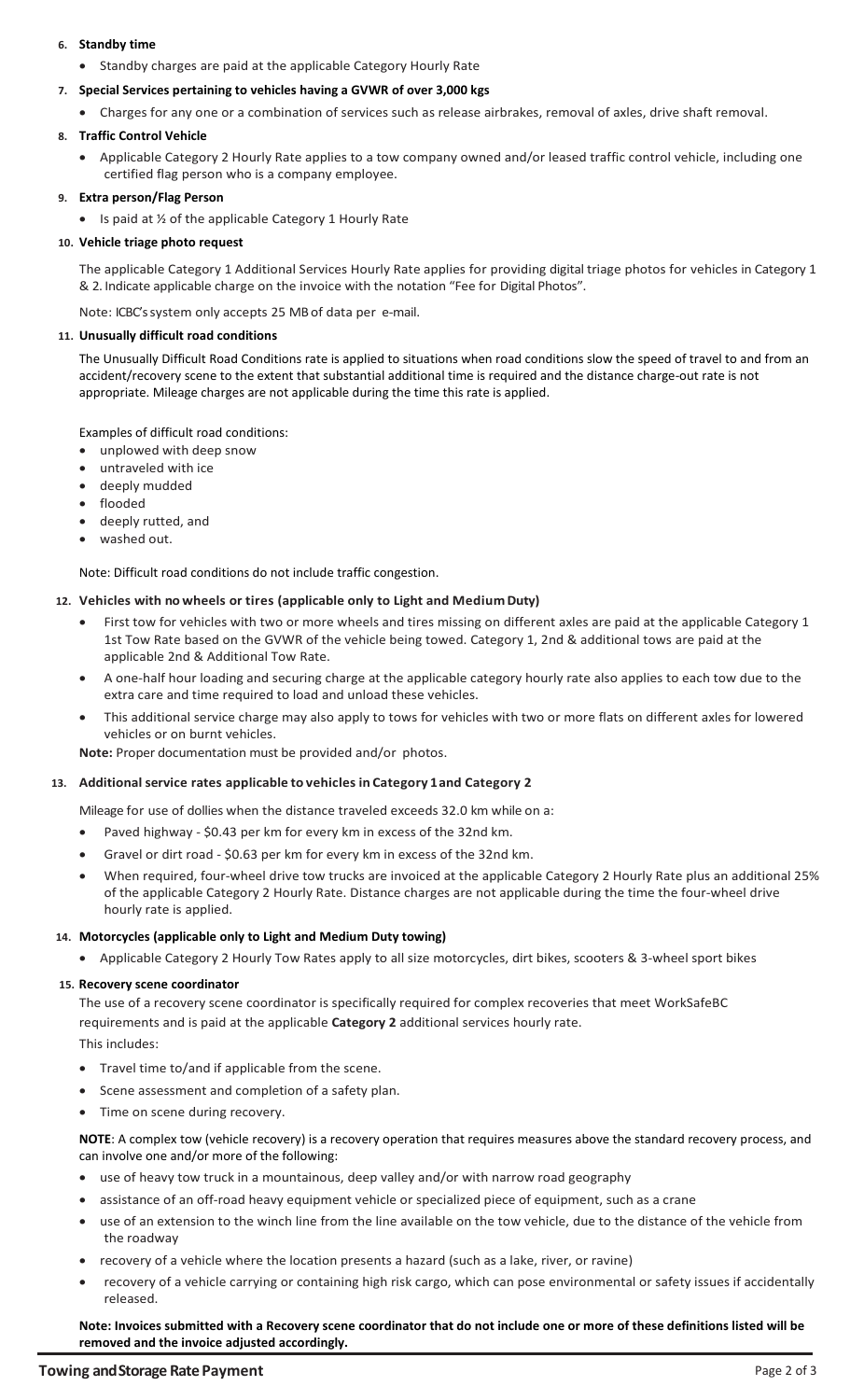6. **Standby time**
    - Standby charges are paid at the applicable Category Hourly Rate

7. **Special Services pertaining to vehicles having a GVWR of over 3,000 kgs**
    - Charges for any one or a combination of services such as release airbrakes, removal of axles, drive shaft removal.

8. **Traffic Control Vehicle**
    - Applicable Category 2 Hourly Rate applies to a tow company owned and/or leased traffic control vehicle, including one certified flag person who is a company employee.

9. **Extra person/Flag Person**
    - Is paid at ½ of the applicable Category 1 Hourly Rate

10. **Vehicle triage photo request**

    The applicable Category 1 Additional Services Hourly Rate applies for providing digital triage photos for vehicles in Category 1 & 2. Indicate applicable charge on the invoice with the notation "Fee for Digital Photos".

    Note: ICBC's system only accepts 25 MB of data per e-mail.

11. **Unusually difficult road conditions**

    The Unusually Difficult Road Conditions rate is applied to situations when road conditions slow the speed of travel to and from an accident/recovery scene to the extent that substantial additional time is required and the distance charge-out rate is not appropriate. Mileage charges are not applicable during the time this rate is applied.

    Examples of difficult road conditions:
    - unplowed with deep snow
    - untraveled with ice
    - deeply mudded
    - flooded
    - deeply rutted, and
    - washed out.

    Note: Difficult road conditions do not include traffic congestion.

12. **Vehicles with no wheels or tires (applicable only to Light and Medium Duty)**
    - First tow for vehicles with two or more wheels and tires missing on different axles are paid at the applicable Category 1 1st Tow Rate based on the GVWR of the vehicle being towed. Category 1, 2nd & additional tows are paid at the applicable 2nd & Additional Tow Rate.
    - A one-half hour loading and securing charge at the applicable category hourly rate also applies to each tow due to the extra care and time required to load and unload these vehicles.
    - This additional service charge may also apply to tows for vehicles with two or more flats on different axles for lowered vehicles or on burnt vehicles.

    **Note:** Proper documentation must be provided and/or photos.

13. **Additional service rates applicable to vehicles in Category 1 and Category 2**

    Mileage for use of dollies when the distance traveled exceeds 32.0 km while on a:
    - Paved highway - $0.43 per km for every km in excess of the 32nd km.
    - Gravel or dirt road - $0.63 per km for every km in excess of the 32nd km.
    - When required, four-wheel drive tow trucks are invoiced at the applicable Category 2 Hourly Rate plus an additional 25% of the applicable Category 2 Hourly Rate. Distance charges are not applicable during the time the four-wheel drive hourly rate is applied.

14. **Motorcycles (applicable only to Light and Medium Duty towing)**
    - Applicable Category 2 Hourly Tow Rates apply to all size motorcycles, dirt bikes, scooters & 3-wheel sport bikes

15. **Recovery scene coordinator**

    The use of a recovery scene coordinator is specifically required for complex recoveries that meet WorkSafeBC requirements and is paid at the applicable **Category 2** additional services hourly rate.

    This includes:
    - Travel time to/and if applicable from the scene.
    - Scene assessment and completion of a safety plan.
    - Time on scene during recovery.

    **NOTE**: A complex tow (vehicle recovery) is a recovery operation that requires measures above the standard recovery process, and can involve one and/or more of the following:
    - use of heavy tow truck in a mountainous, deep valley and/or with narrow road geography
    - assistance of an off-road heavy equipment vehicle or specialized piece of equipment, such as a crane
    - use of an extension to the winch line from the line available on the tow vehicle, due to the distance of the vehicle from the roadway
    - recovery of a vehicle where the location presents a hazard (such as a lake, river, or ravine)
    - recovery of a vehicle carrying or containing high risk cargo, which can pose environmental or safety issues if accidentally released.

    **Note: Invoices submitted with a Recovery scene coordinator that do not include one or more of these definitions listed will be removed and the invoice adjusted accordingly.**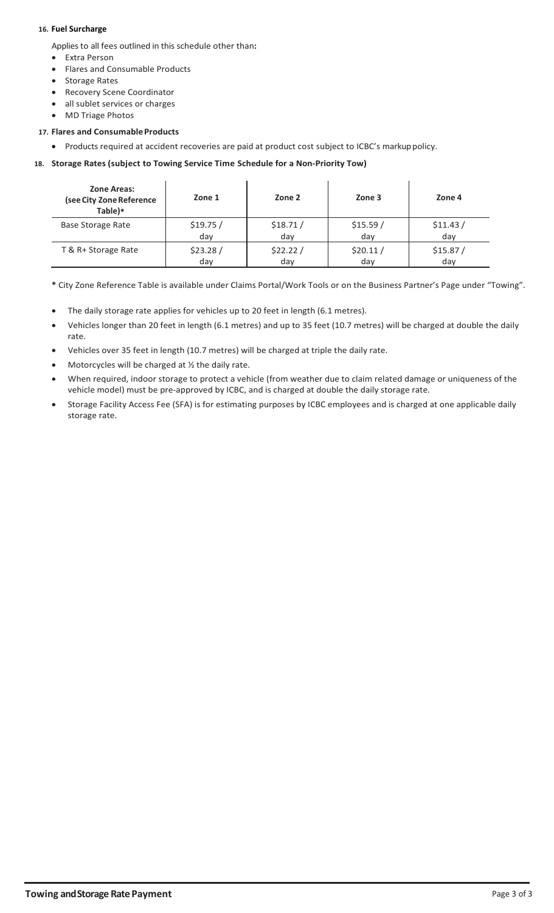**16. Fuel Surcharge**

Applies to all fees outlined in this schedule other than**:**

- Extra Person
- Flares and Consumable Products
- Storage Rates
- Recovery Scene Coordinator
- all sublet services or charges
- MD Triage Photos

**17. Flares and Consumable Products**

- Products required at accident recoveries are paid at product cost subject to ICBC's markup policy.

**18. Storage Rates (subject to Towing Service Time Schedule for a Non-Priority Tow)**

| Zone Areas: (see City Zone Reference Table)* | Zone 1 | Zone 2 | Zone 3 | Zone 4 |
|---|---|---|---|---|
| Base Storage Rate | $19.75 / day | $18.71 / day | $15.59 / day | $11.43 / day |
| T & R+ Storage Rate | $23.28 / day | $22.22 / day | $20.11 / day | $15.87 / day |

* City Zone Reference Table is available under Claims Portal/Work Tools or on the Business Partner's Page under "Towing".

- The daily storage rate applies for vehicles up to 20 feet in length (6.1 metres).
- Vehicles longer than 20 feet in length (6.1 metres) and up to 35 feet (10.7 metres) will be charged at double the daily rate.
- Vehicles over 35 feet in length (10.7 metres) will be charged at triple the daily rate.
- Motorcycles will be charged at ½ the daily rate.
- When required, indoor storage to protect a vehicle (from weather due to claim related damage or uniqueness of the vehicle model) must be pre-approved by ICBC, and is charged at double the daily storage rate.
- Storage Facility Access Fee (SFA) is for estimating purposes by ICBC employees and is charged at one applicable daily storage rate.